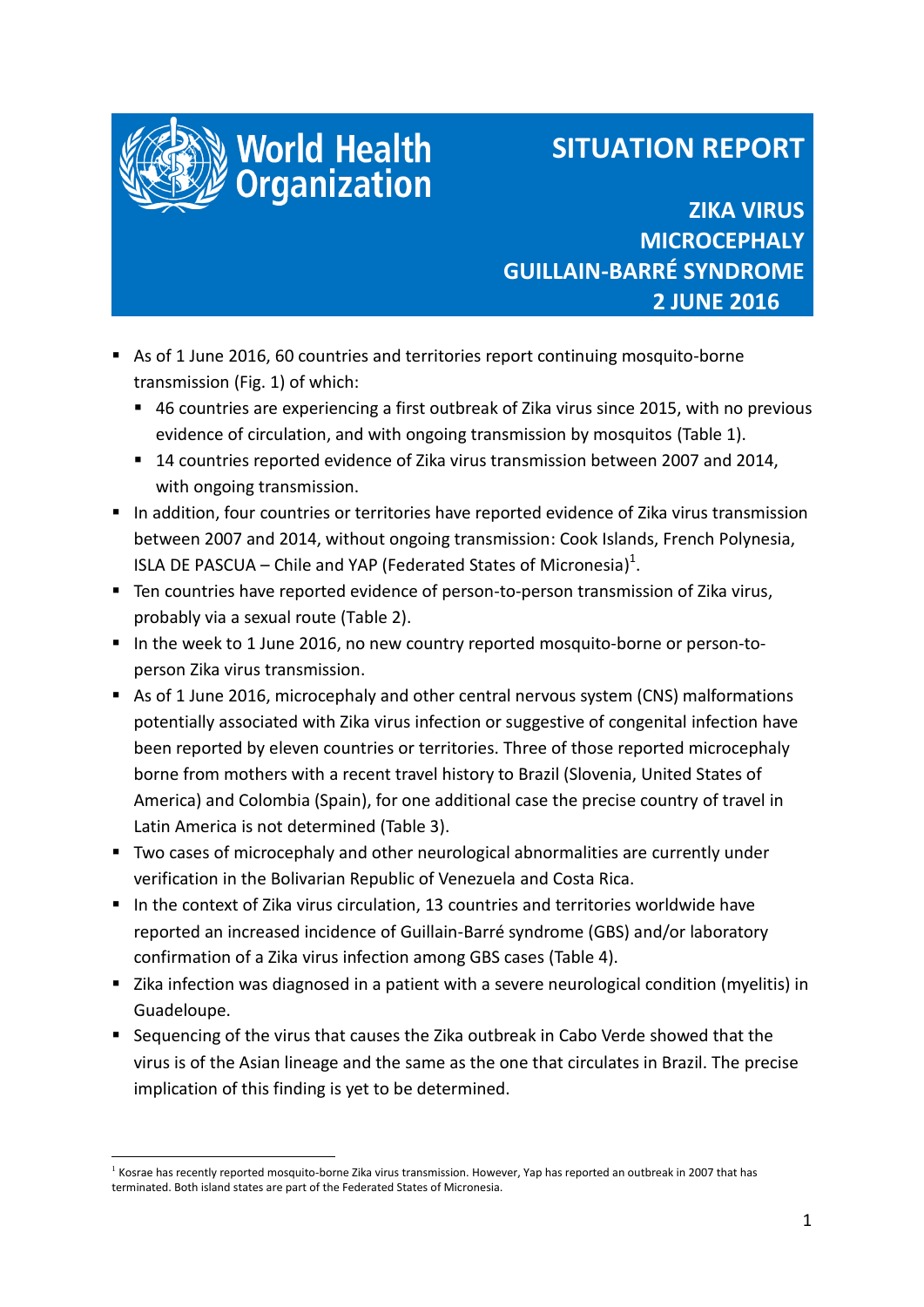World Health Organization

# SITUATION REPORT

## ZIKA VIRUS
## MICROCEPHALY
## GUILLAIN-BARRÉ SYNDROME
## 2 JUNE 2016

- As of 1 June 2016, 60 countries and territories report continuing mosquito-borne transmission (Fig. 1) of which:
  - 46 countries are experiencing a first outbreak of Zika virus since 2015, with no previous evidence of circulation, and with ongoing transmission by mosquitos (Table 1).
  - 14 countries reported evidence of Zika virus transmission between 2007 and 2014, with ongoing transmission.
- In addition, four countries or territories have reported evidence of Zika virus transmission between 2007 and 2014, without ongoing transmission: Cook Islands, French Polynesia, ISLA DE PASCUA – Chile and YAP (Federated States of Micronesia)[1].
- Ten countries have reported evidence of person-to-person transmission of Zika virus, probably via a sexual route (Table 2).
- In the week to 1 June 2016, no new country reported mosquito-borne or person-to-person Zika virus transmission.
- As of 1 June 2016, microcephaly and other central nervous system (CNS) malformations potentially associated with Zika virus infection or suggestive of congenital infection have been reported by eleven countries or territories. Three of those reported microcephaly borne from mothers with a recent travel history to Brazil (Slovenia, United States of America) and Colombia (Spain), for one additional case the precise country of travel in Latin America is not determined (Table 3).
- Two cases of microcephaly and other neurological abnormalities are currently under verification in the Bolivarian Republic of Venezuela and Costa Rica.
- In the context of Zika virus circulation, 13 countries and territories worldwide have reported an increased incidence of Guillain-Barré syndrome (GBS) and/or laboratory confirmation of a Zika virus infection among GBS cases (Table 4).
- Zika infection was diagnosed in a patient with a severe neurological condition (myelitis) in Guadeloupe.
- Sequencing of the virus that causes the Zika outbreak in Cabo Verde showed that the virus is of the Asian lineage and the same as the one that circulates in Brazil. The precise implication of this finding is yet to be determined.

[1] Kosrae has recently reported mosquito-borne Zika virus transmission. However, Yap has reported an outbreak in 2007 that has terminated. Both island states are part of the Federated States of Micronesia.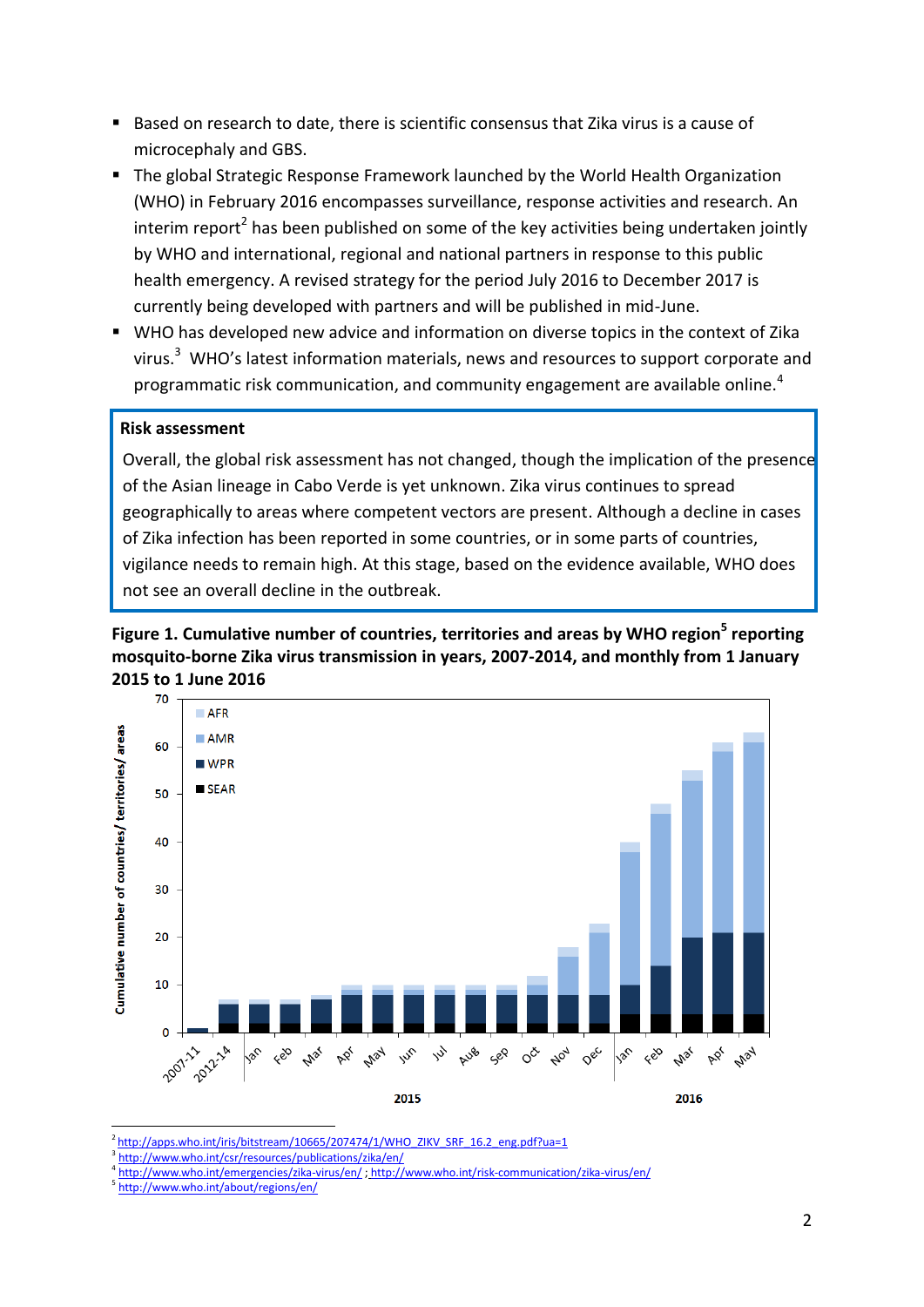- Based on research to date, there is scientific consensus that Zika virus is a cause of microcephaly and GBS.
- The global Strategic Response Framework launched by the World Health Organization (WHO) in February 2016 encompasses surveillance, response activities and research. An interim report[2] has been published on some of the key activities being undertaken jointly by WHO and international, regional and national partners in response to this public health emergency. A revised strategy for the period July 2016 to December 2017 is currently being developed with partners and will be published in mid-June.
- WHO has developed new advice and information on diverse topics in the context of Zika virus.[3] WHO's latest information materials, news and resources to support corporate and programmatic risk communication, and community engagement are available online.[4]

**Risk assessment**

Overall, the global risk assessment has not changed, though the implication of the presence of the Asian lineage in Cabo Verde is yet unknown. Zika virus continues to spread geographically to areas where competent vectors are present. Although a decline in cases of Zika infection has been reported in some countries, or in some parts of countries, vigilance needs to remain high. At this stage, based on the evidence available, WHO does not see an overall decline in the outbreak.

**Figure 1. Cumulative number of countries, territories and areas by WHO region[5] reporting mosquito-borne Zika virus transmission in years, 2007-2014, and monthly from 1 January 2015 to 1 June 2016**

[2] http://apps.who.int/iris/bitstream/10665/207474/1/WHO_ZIKV_SRF_16.2_eng.pdf?ua=1

[3] http://www.who.int/csr/resources/publications/zika/en/

[4] http://www.who.int/emergencies/zika-virus/en/ ; http://www.who.int/risk-communication/zika-virus/en/

[5] http://www.who.int/about/regions/en/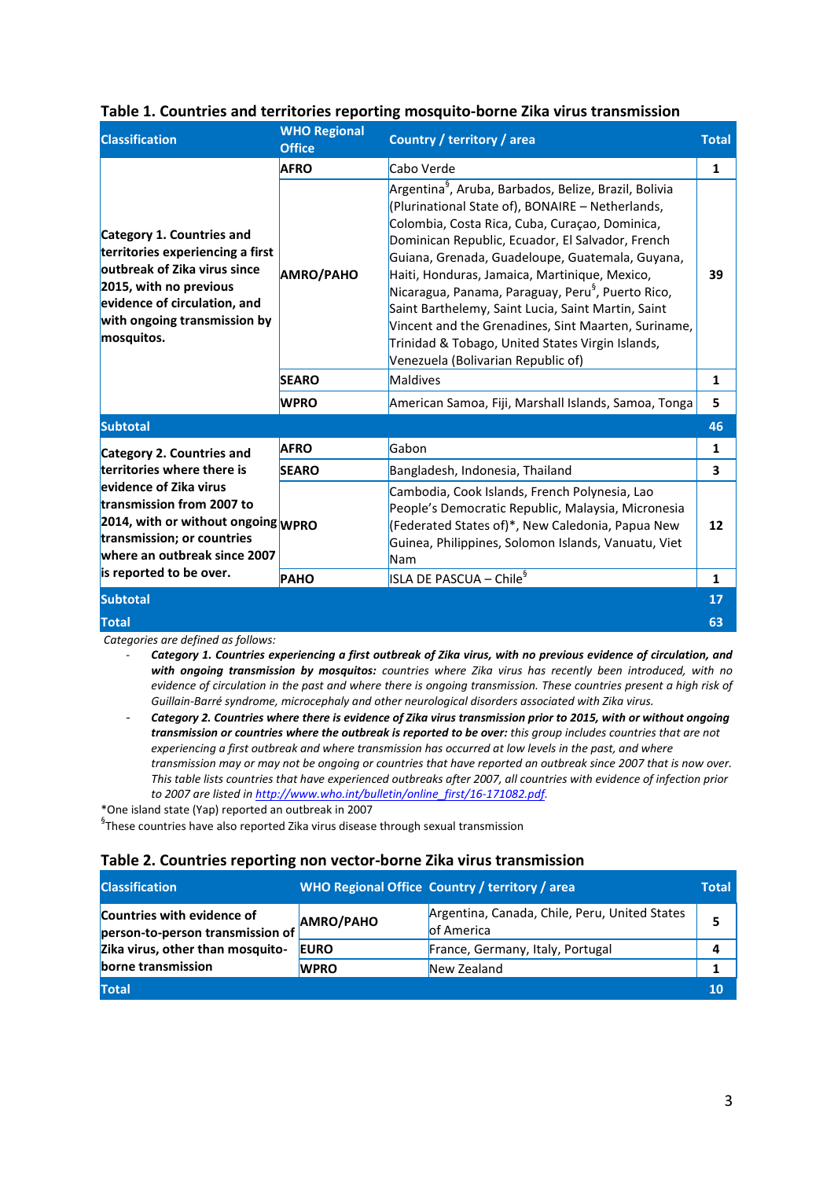**Table 1. Countries and territories reporting mosquito-borne Zika virus transmission**

| Classification | WHO Regional Office | Country / territory / area | Total |
|---|---|---|---|
| Category 1. Countries and territories experiencing a first outbreak of Zika virus since 2015, with no previous evidence of circulation, and with ongoing transmission by mosquitos. | AFRO | Cabo Verde | 1 |
| | AMRO/PAHO | Argentina[§], Aruba, Barbados, Belize, Brazil, Bolivia (Plurinational State of), BONAIRE – Netherlands, Colombia, Costa Rica, Cuba, Curaçao, Dominica, Dominican Republic, Ecuador, El Salvador, French Guiana, Grenada, Guadeloupe, Guatemala, Guyana, Haiti, Honduras, Jamaica, Martinique, Mexico, Nicaragua, Panama, Paraguay, Peru[§], Puerto Rico, Saint Barthelemy, Saint Lucia, Saint Martin, Saint Vincent and the Grenadines, Sint Maarten, Suriname, Trinidad & Tobago, United States Virgin Islands, Venezuela (Bolivarian Republic of) | 39 |
| | SEARO | Maldives | 1 |
| | WPRO | American Samoa, Fiji, Marshall Islands, Samoa, Tonga | 5 |
| **Subtotal** | | | **46** |
| Category 2. Countries and territories where there is evidence of Zika virus transmission from 2007 to 2014, with or without ongoing transmission; or countries where an outbreak since 2007 is reported to be over. | AFRO | Gabon | 1 |
| | SEARO | Bangladesh, Indonesia, Thailand | 3 |
| | WPRO | Cambodia, Cook Islands, French Polynesia, Lao People's Democratic Republic, Malaysia, Micronesia (Federated States of)*, New Caledonia, Papua New Guinea, Philippines, Solomon Islands, Vanuatu, Viet Nam | 12 |
| | PAHO | ISLA DE PASCUA – Chile[§] | 1 |
| **Subtotal** | | | **17** |
| **Total** | | | **63** |

*Categories are defined as follows:*

- ***Category 1. Countries experiencing a first outbreak of Zika virus, with no previous evidence of circulation, and with ongoing transmission by mosquitos:*** *countries where Zika virus has recently been introduced, with no evidence of circulation in the past and where there is ongoing transmission. These countries present a high risk of Guillain-Barré syndrome, microcephaly and other neurological disorders associated with Zika virus.*
- ***Category 2. Countries where there is evidence of Zika virus transmission prior to 2015, with or without ongoing transmission or countries where the outbreak is reported to be over:*** *this group includes countries that are not experiencing a first outbreak and where transmission has occurred at low levels in the past, and where transmission may or may not be ongoing or countries that have reported an outbreak since 2007 that is now over. This table lists countries that have experienced outbreaks after 2007, all countries with evidence of infection prior to 2007 are listed in [http://www.who.int/bulletin/online_first/16-171082.pdf](http://www.who.int/bulletin/online_first/16-171082.pdf).*

*One island state (Yap) reported an outbreak in 2007

[§]These countries have also reported Zika virus disease through sexual transmission

**Table 2. Countries reporting non vector-borne Zika virus transmission**

| Classification | WHO Regional Office | Country / territory / area | Total |
|---|---|---|---|
| Countries with evidence of person-to-person transmission of Zika virus, other than mosquito-borne transmission | AMRO/PAHO | Argentina, Canada, Chile, Peru, United States of America | 5 |
| | EURO | France, Germany, Italy, Portugal | 4 |
| | WPRO | New Zealand | 1 |
| **Total** | | | **10** |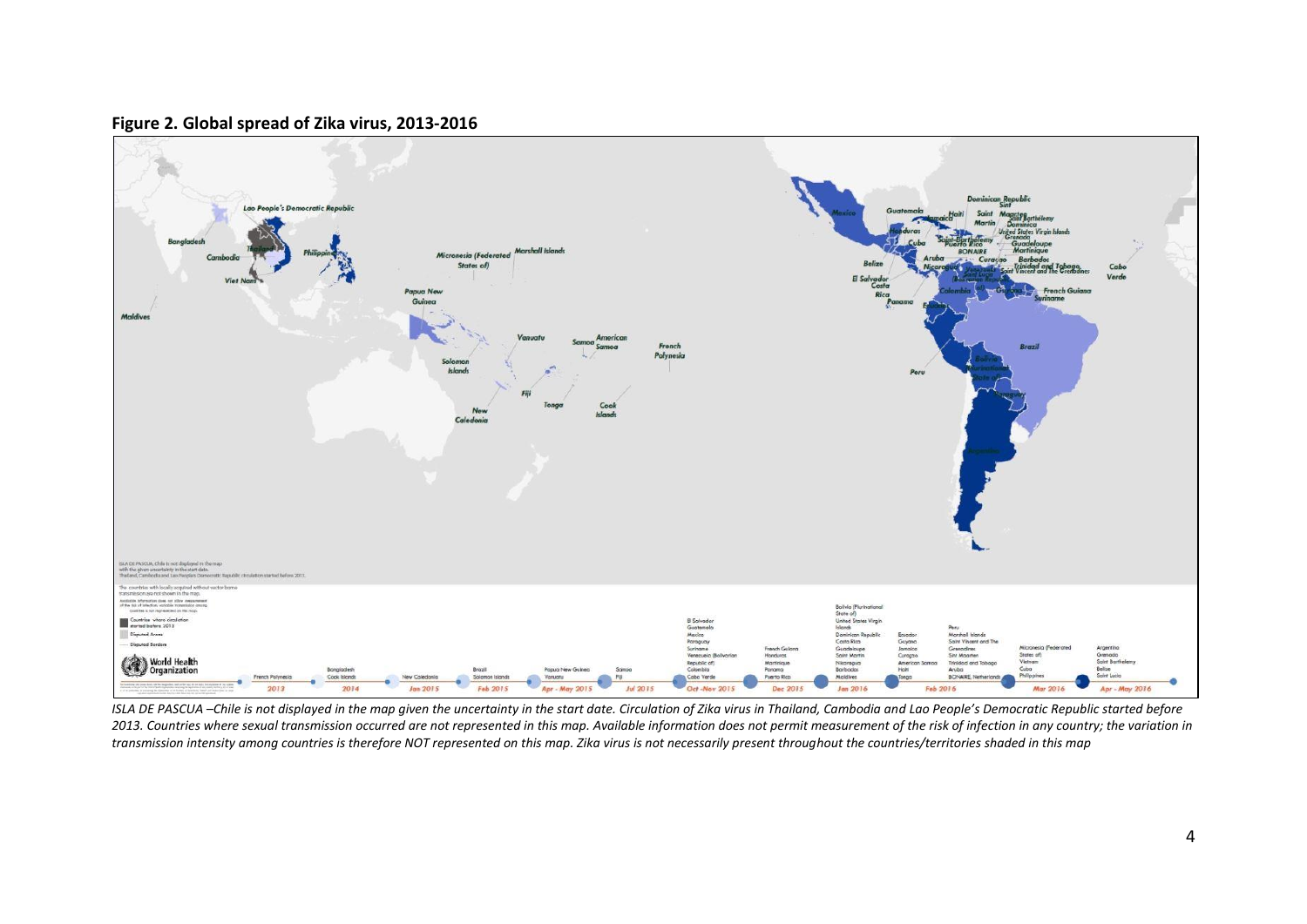**Figure 2. Global spread of Zika virus, 2013-2016**

*ISLA DE PASCUA –Chile is not displayed in the map given the uncertainty in the start date. Circulation of Zika virus in Thailand, Cambodia and Lao People's Democratic Republic started before 2013. Countries where sexual transmission occurred are not represented in this map. Available information does not permit measurement of the risk of infection in any country; the variation in transmission intensity among countries is therefore NOT represented on this map. Zika virus is not necessarily present throughout the countries/territories shaded in this map*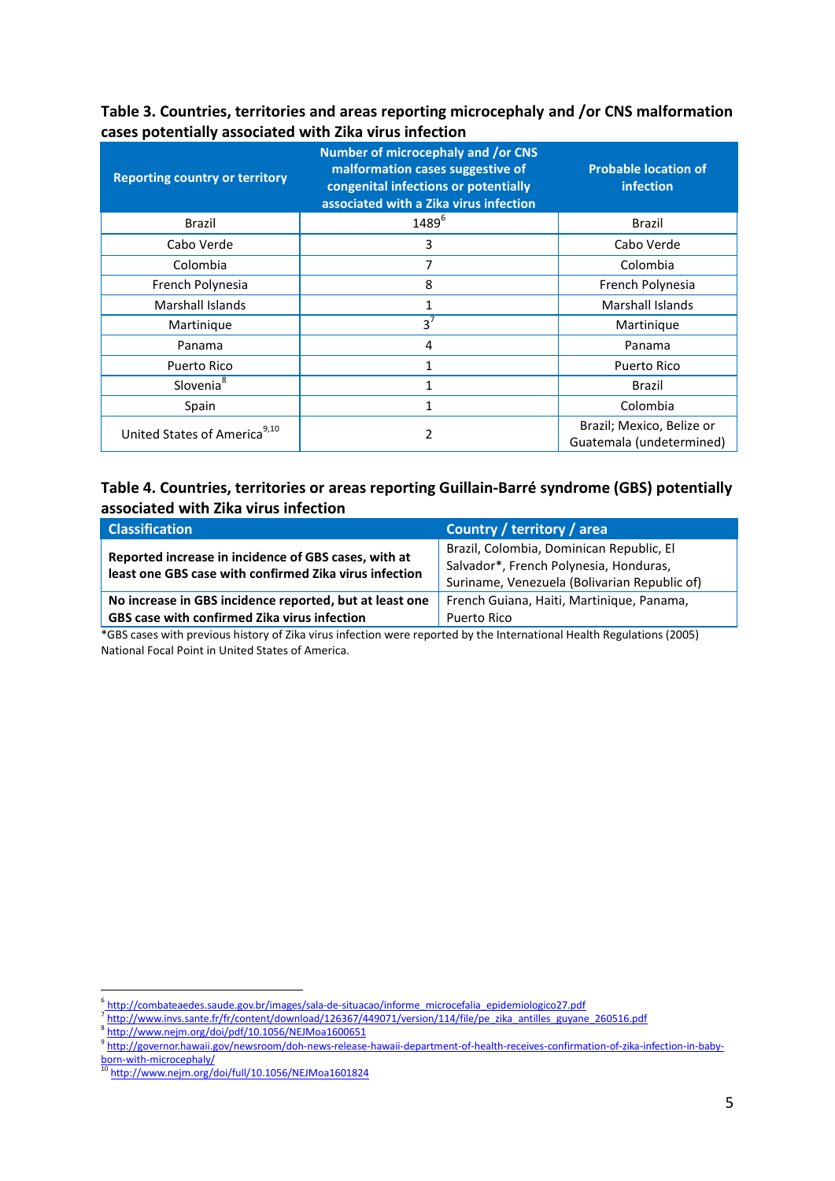**Table 3. Countries, territories and areas reporting microcephaly and /or CNS malformation cases potentially associated with Zika virus infection**

| Reporting country or territory | Number of microcephaly and /or CNS malformation cases suggestive of congenital infections or potentially associated with a Zika virus infection | Probable location of infection |
|---|---|---|
| Brazil | 1489[6] | Brazil |
| Cabo Verde | 3 | Cabo Verde |
| Colombia | 7 | Colombia |
| French Polynesia | 8 | French Polynesia |
| Marshall Islands | 1 | Marshall Islands |
| Martinique | 3[7] | Martinique |
| Panama | 4 | Panama |
| Puerto Rico | 1 | Puerto Rico |
| Slovenia[8] | 1 | Brazil |
| Spain | 1 | Colombia |
| United States of America[9,10] | 2 | Brazil; Mexico, Belize or Guatemala (undetermined) |

**Table 4. Countries, territories or areas reporting Guillain-Barré syndrome (GBS) potentially associated with Zika virus infection**

| Classification | Country / territory / area |
|---|---|
| **Reported increase in incidence of GBS cases, with at least one GBS case with confirmed Zika virus infection** | Brazil, Colombia, Dominican Republic, El Salvador*, French Polynesia, Honduras, Suriname, Venezuela (Bolivarian Republic of) |
| **No increase in GBS incidence reported, but at least one GBS case with confirmed Zika virus infection** | French Guiana, Haiti, Martinique, Panama, Puerto Rico |

*GBS cases with previous history of Zika virus infection were reported by the International Health Regulations (2005) National Focal Point in United States of America.

---

[6] http://combateaedes.saude.gov.br/images/sala-de-situacao/informe_microcefalia_epidemiologico27.pdf

[7] http://www.invs.sante.fr/fr/content/download/126367/449071/version/114/file/pe_zika_antilles_guyane_260516.pdf

[8] http://www.nejm.org/doi/pdf/10.1056/NEJMoa1600651

[9] http://governor.hawaii.gov/newsroom/doh-news-release-hawaii-department-of-health-receives-confirmation-of-zika-infection-in-baby-born-with-microcephaly/

[10] http://www.nejm.org/doi/full/10.1056/NEJMoa1601824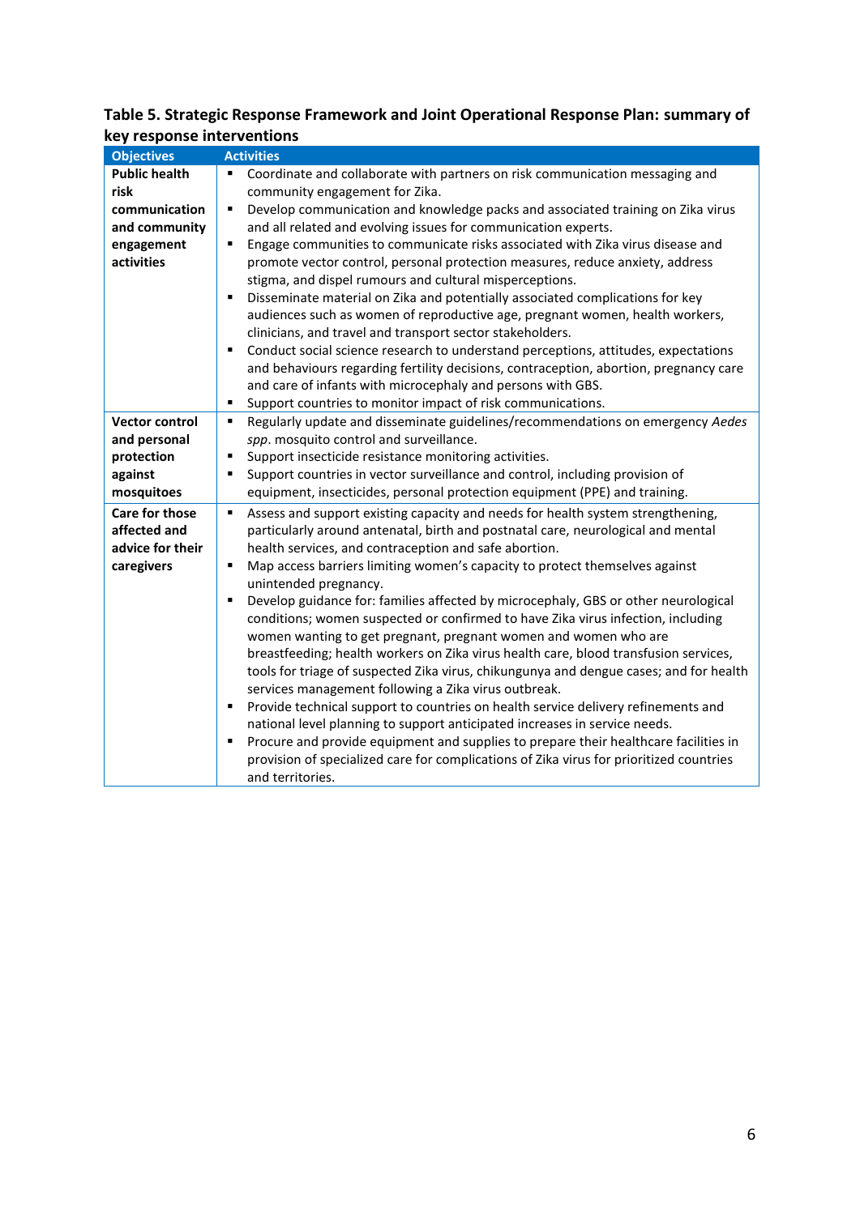**Table 5. Strategic Response Framework and Joint Operational Response Plan: summary of key response interventions**

| Objectives | Activities |
|---|---|
| **Public health risk communication and community engagement activities** | ▪ Coordinate and collaborate with partners on risk communication messaging and community engagement for Zika.<br>▪ Develop communication and knowledge packs and associated training on Zika virus and all related and evolving issues for communication experts.<br>▪ Engage communities to communicate risks associated with Zika virus disease and promote vector control, personal protection measures, reduce anxiety, address stigma, and dispel rumours and cultural misperceptions.<br>▪ Disseminate material on Zika and potentially associated complications for key audiences such as women of reproductive age, pregnant women, health workers, clinicians, and travel and transport sector stakeholders.<br>▪ Conduct social science research to understand perceptions, attitudes, expectations and behaviours regarding fertility decisions, contraception, abortion, pregnancy care and care of infants with microcephaly and persons with GBS.<br>▪ Support countries to monitor impact of risk communications. |
| **Vector control and personal protection against mosquitoes** | ▪ Regularly update and disseminate guidelines/recommendations on emergency *Aedes spp*. mosquito control and surveillance.<br>▪ Support insecticide resistance monitoring activities.<br>▪ Support countries in vector surveillance and control, including provision of equipment, insecticides, personal protection equipment (PPE) and training. |
| **Care for those affected and advice for their caregivers** | ▪ Assess and support existing capacity and needs for health system strengthening, particularly around antenatal, birth and postnatal care, neurological and mental health services, and contraception and safe abortion.<br>▪ Map access barriers limiting women's capacity to protect themselves against unintended pregnancy.<br>▪ Develop guidance for: families affected by microcephaly, GBS or other neurological conditions; women suspected or confirmed to have Zika virus infection, including women wanting to get pregnant, pregnant women and women who are breastfeeding; health workers on Zika virus health care, blood transfusion services, tools for triage of suspected Zika virus, chikungunya and dengue cases; and for health services management following a Zika virus outbreak.<br>▪ Provide technical support to countries on health service delivery refinements and national level planning to support anticipated increases in service needs.<br>▪ Procure and provide equipment and supplies to prepare their healthcare facilities in provision of specialized care for complications of Zika virus for prioritized countries and territories. |